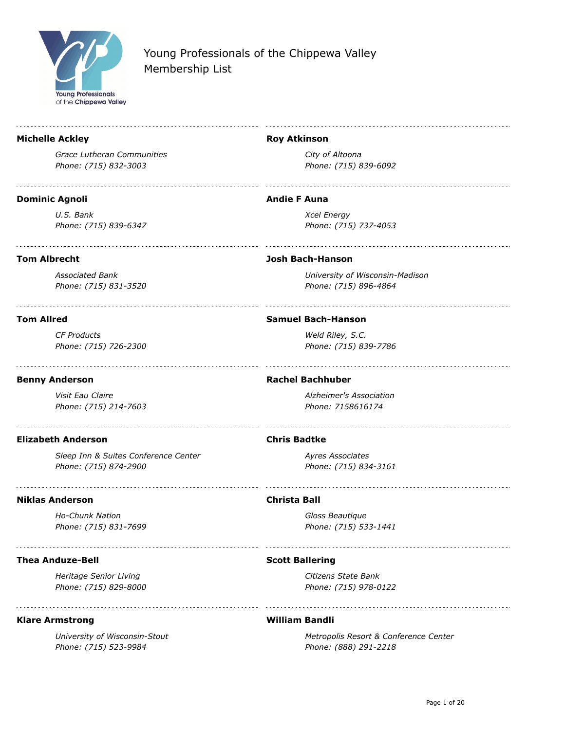# Young Professionals of the Chippewa Valley
## Membership List

**Michelle Ackley**

*Grace Lutheran Communities*
*Phone: (715) 832-3003*

**Dominic Agnoli**

*U.S. Bank*
*Phone: (715) 839-6347*

**Tom Albrecht**

*Associated Bank*
*Phone: (715) 831-3520*

**Tom Allred**

*CF Products*
*Phone: (715) 726-2300*

**Benny Anderson**

*Visit Eau Claire*
*Phone: (715) 214-7603*

**Elizabeth Anderson**

*Sleep Inn & Suites Conference Center*
*Phone: (715) 874-2900*

**Niklas Anderson**

*Ho-Chunk Nation*
*Phone: (715) 831-7699*

**Thea Anduze-Bell**

*Heritage Senior Living*
*Phone: (715) 829-8000*

**Klare Armstrong**

*University of Wisconsin-Stout*
*Phone: (715) 523-9984*

**Roy Atkinson**

*City of Altoona*
*Phone: (715) 839-6092*

**Andie F Auna**

*Xcel Energy*
*Phone: (715) 737-4053*

**Josh Bach-Hanson**

*University of Wisconsin-Madison*
*Phone: (715) 896-4864*

**Samuel Bach-Hanson**

*Weld Riley, S.C.*
*Phone: (715) 839-7786*

**Rachel Bachhuber**

*Alzheimer's Association*
*Phone: 7158616174*

**Chris Badtke**

*Ayres Associates*
*Phone: (715) 834-3161*

**Christa Ball**

*Gloss Beautique*
*Phone: (715) 533-1441*

**Scott Ballering**

*Citizens State Bank*
*Phone: (715) 978-0122*

**William Bandli**

*Metropolis Resort & Conference Center*
*Phone: (888) 291-2218*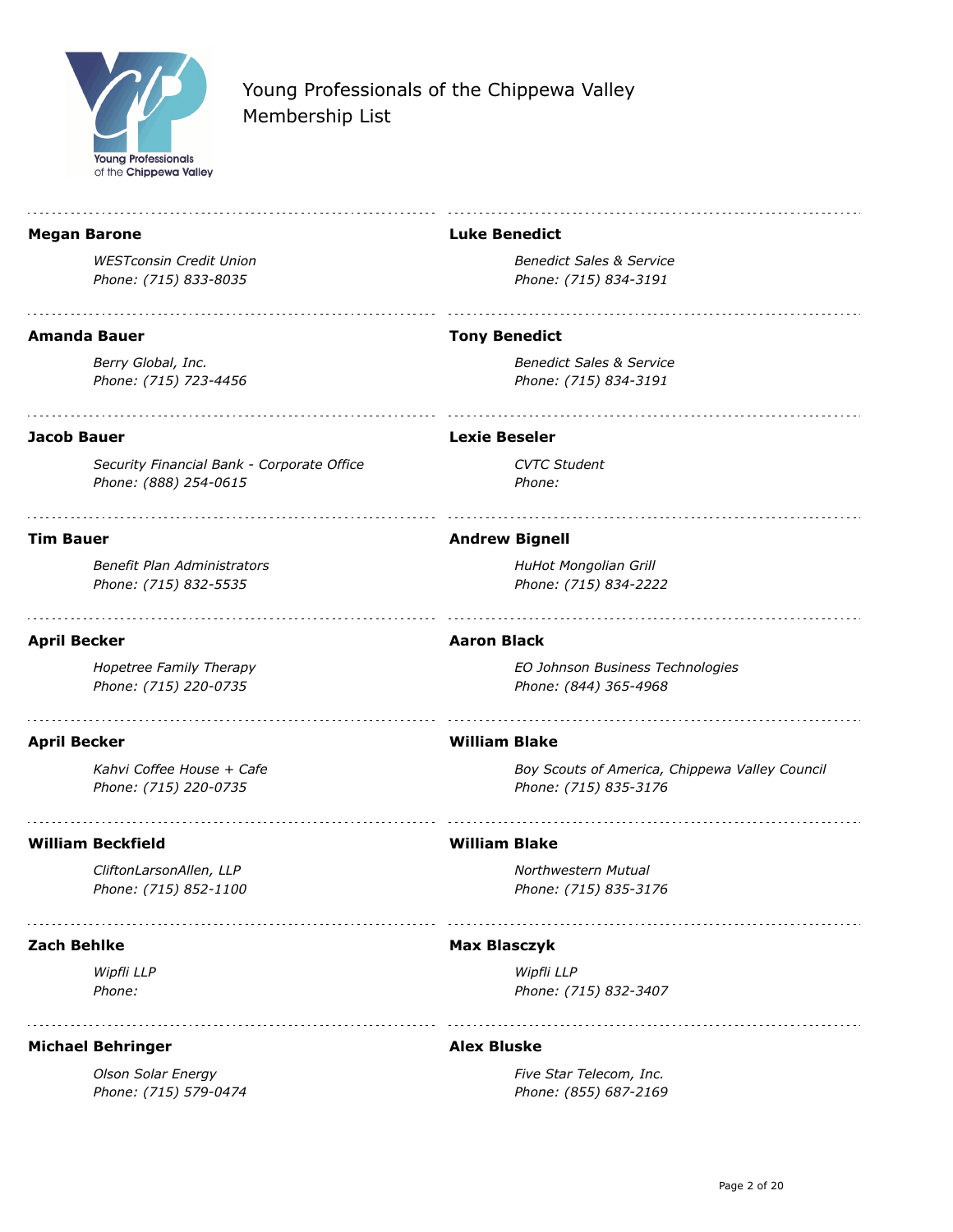Young Professionals of the Chippewa Valley
Membership List

**Megan Barone**

*WESTconsin Credit Union*
*Phone: (715) 833-8035*

**Amanda Bauer**

*Berry Global, Inc.*
*Phone: (715) 723-4456*

**Jacob Bauer**

*Security Financial Bank - Corporate Office*
*Phone: (888) 254-0615*

**Tim Bauer**

*Benefit Plan Administrators*
*Phone: (715) 832-5535*

**April Becker**

*Hopetree Family Therapy*
*Phone: (715) 220-0735*

**April Becker**

*Kahvi Coffee House + Cafe*
*Phone: (715) 220-0735*

**William Beckfield**

*CliftonLarsonAllen, LLP*
*Phone: (715) 852-1100*

**Zach Behlke**

*Wipfli LLP*
*Phone:*

**Michael Behringer**

*Olson Solar Energy*
*Phone: (715) 579-0474*

**Luke Benedict**

*Benedict Sales & Service*
*Phone: (715) 834-3191*

**Tony Benedict**

*Benedict Sales & Service*
*Phone: (715) 834-3191*

**Lexie Beseler**

*CVTC Student*
*Phone:*

**Andrew Bignell**

*HuHot Mongolian Grill*
*Phone: (715) 834-2222*

**Aaron Black**

*EO Johnson Business Technologies*
*Phone: (844) 365-4968*

**William Blake**

*Boy Scouts of America, Chippewa Valley Council*
*Phone: (715) 835-3176*

**William Blake**

*Northwestern Mutual*
*Phone: (715) 835-3176*

**Max Blasczyk**

*Wipfli LLP*
*Phone: (715) 832-3407*

**Alex Bluske**

*Five Star Telecom, Inc.*
*Phone: (855) 687-2169*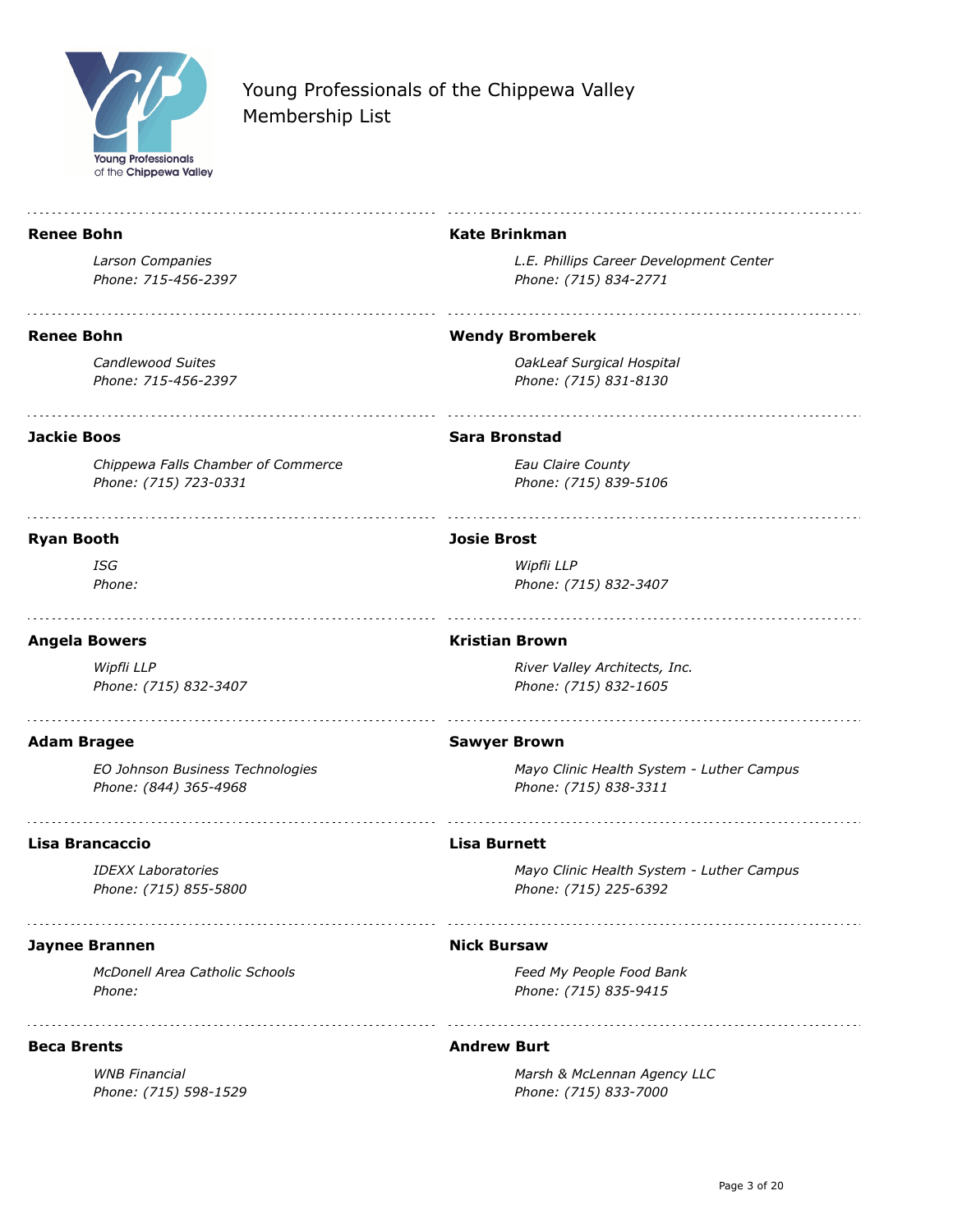Young Professionals of the Chippewa Valley
Membership List

**Renee Bohn**

*Larson Companies*
*Phone: 715-456-2397*

**Renee Bohn**

*Candlewood Suites*
*Phone: 715-456-2397*

**Jackie Boos**

*Chippewa Falls Chamber of Commerce*
*Phone: (715) 723-0331*

**Ryan Booth**

*ISG*
*Phone:*

**Angela Bowers**

*Wipfli LLP*
*Phone: (715) 832-3407*

**Adam Bragee**

*EO Johnson Business Technologies*
*Phone: (844) 365-4968*

**Lisa Brancaccio**

*IDEXX Laboratories*
*Phone: (715) 855-5800*

**Jaynee Brannen**

*McDonell Area Catholic Schools*
*Phone:*

**Beca Brents**

*WNB Financial*
*Phone: (715) 598-1529*

**Kate Brinkman**

*L.E. Phillips Career Development Center*
*Phone: (715) 834-2771*

**Wendy Bromberek**

*OakLeaf Surgical Hospital*
*Phone: (715) 831-8130*

**Sara Bronstad**

*Eau Claire County*
*Phone: (715) 839-5106*

**Josie Brost**

*Wipfli LLP*
*Phone: (715) 832-3407*

**Kristian Brown**

*River Valley Architects, Inc.*
*Phone: (715) 832-1605*

**Sawyer Brown**

*Mayo Clinic Health System - Luther Campus*
*Phone: (715) 838-3311*

**Lisa Burnett**

*Mayo Clinic Health System - Luther Campus*
*Phone: (715) 225-6392*

**Nick Bursaw**

*Feed My People Food Bank*
*Phone: (715) 835-9415*

**Andrew Burt**

*Marsh & McLennan Agency LLC*
*Phone: (715) 833-7000*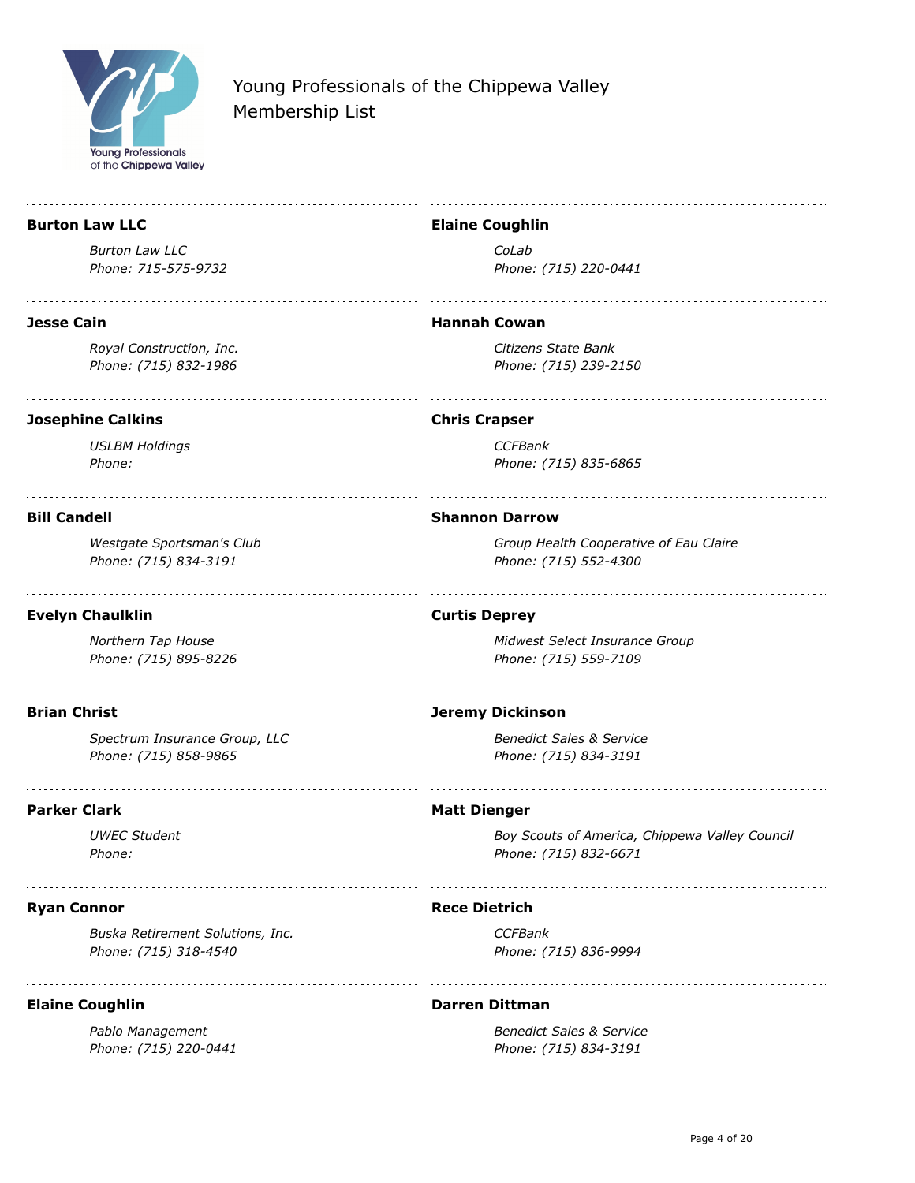Young Professionals of the Chippewa Valley
Membership List

---

**Burton Law LLC**

*Burton Law LLC*
*Phone: 715-575-9732*

---

**Jesse Cain**

*Royal Construction, Inc.*
*Phone: (715) 832-1986*

---

**Josephine Calkins**

*USLBM Holdings*
*Phone:*

---

**Bill Candell**

*Westgate Sportsman's Club*
*Phone: (715) 834-3191*

---

**Evelyn Chaulklin**

*Northern Tap House*
*Phone: (715) 895-8226*

---

**Brian Christ**

*Spectrum Insurance Group, LLC*
*Phone: (715) 858-9865*

---

**Parker Clark**

*UWEC Student*
*Phone:*

---

**Ryan Connor**

*Buska Retirement Solutions, Inc.*
*Phone: (715) 318-4540*

---

**Elaine Coughlin**

*Pablo Management*
*Phone: (715) 220-0441*

---

**Elaine Coughlin**

*CoLab*
*Phone: (715) 220-0441*

---

**Hannah Cowan**

*Citizens State Bank*
*Phone: (715) 239-2150*

---

**Chris Crapser**

*CCFBank*
*Phone: (715) 835-6865*

---

**Shannon Darrow**

*Group Health Cooperative of Eau Claire*
*Phone: (715) 552-4300*

---

**Curtis Deprey**

*Midwest Select Insurance Group*
*Phone: (715) 559-7109*

---

**Jeremy Dickinson**

*Benedict Sales & Service*
*Phone: (715) 834-3191*

---

**Matt Dienger**

*Boy Scouts of America, Chippewa Valley Council*
*Phone: (715) 832-6671*

---

**Rece Dietrich**

*CCFBank*
*Phone: (715) 836-9994*

---

**Darren Dittman**

*Benedict Sales & Service*
*Phone: (715) 834-3191*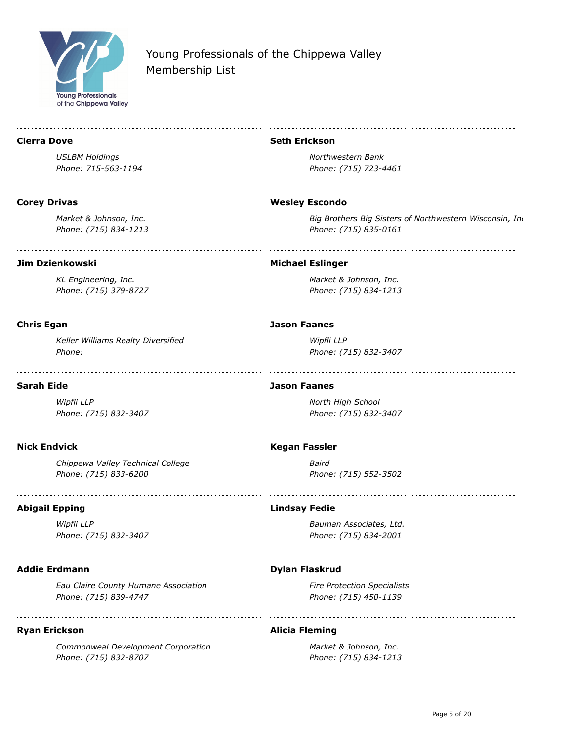Young Professionals of the Chippewa Valley
Membership List

---

**Cierra Dove**

*USLBM Holdings*
*Phone: 715-563-1194*

---

**Corey Drivas**

*Market & Johnson, Inc.*
*Phone: (715) 834-1213*

---

**Jim Dzienkowski**

*KL Engineering, Inc.*
*Phone: (715) 379-8727*

---

**Chris Egan**

*Keller Williams Realty Diversified*
*Phone:*

---

**Sarah Eide**

*Wipfli LLP*
*Phone: (715) 832-3407*

---

**Nick Endvick**

*Chippewa Valley Technical College*
*Phone: (715) 833-6200*

---

**Abigail Epping**

*Wipfli LLP*
*Phone: (715) 832-3407*

---

**Addie Erdmann**

*Eau Claire County Humane Association*
*Phone: (715) 839-4747*

---

**Ryan Erickson**

*Commonweal Development Corporation*
*Phone: (715) 832-8707*

---

**Seth Erickson**

*Northwestern Bank*
*Phone: (715) 723-4461*

---

**Wesley Escondo**

*Big Brothers Big Sisters of Northwestern Wisconsin, Inc*
*Phone: (715) 835-0161*

---

**Michael Eslinger**

*Market & Johnson, Inc.*
*Phone: (715) 834-1213*

---

**Jason Faanes**

*Wipfli LLP*
*Phone: (715) 832-3407*

---

**Jason Faanes**

*North High School*
*Phone: (715) 832-3407*

---

**Kegan Fassler**

*Baird*
*Phone: (715) 552-3502*

---

**Lindsay Fedie**

*Bauman Associates, Ltd.*
*Phone: (715) 834-2001*

---

**Dylan Flaskrud**

*Fire Protection Specialists*
*Phone: (715) 450-1139*

---

**Alicia Fleming**

*Market & Johnson, Inc.*
*Phone: (715) 834-1213*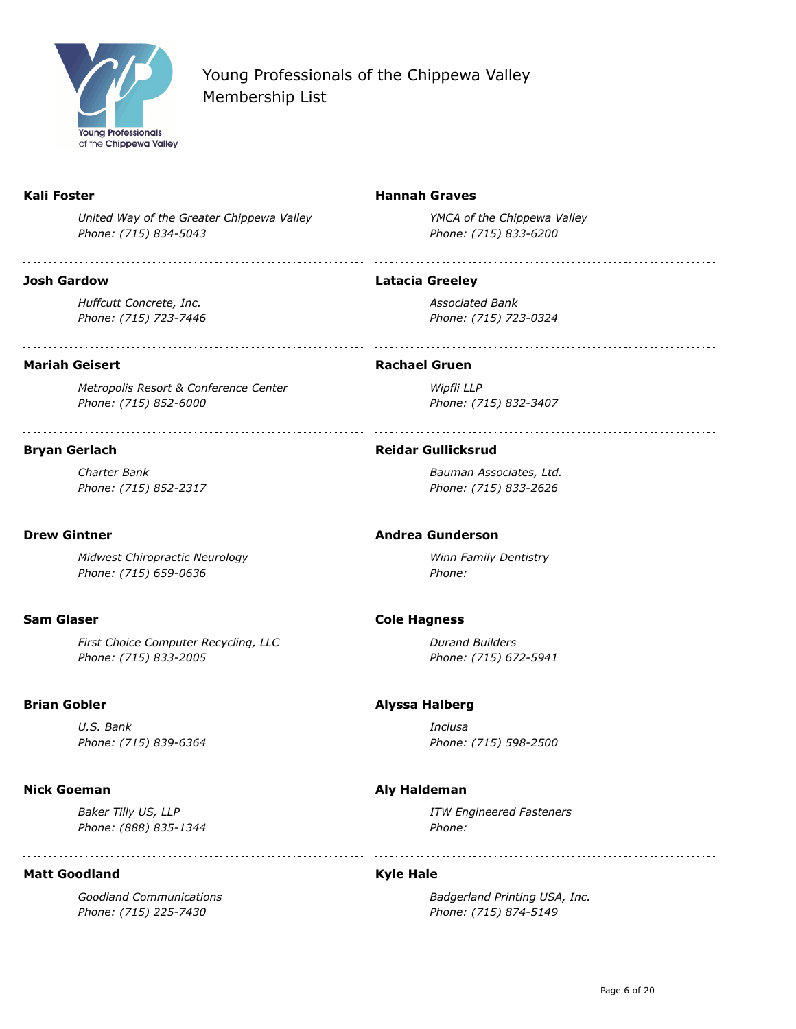Young Professionals of the Chippewa Valley
Membership List

**Kali Foster**

*United Way of the Greater Chippewa Valley*
*Phone: (715) 834-5043*

**Hannah Graves**

*YMCA of the Chippewa Valley*
*Phone: (715) 833-6200*

**Josh Gardow**

*Huffcutt Concrete, Inc.*
*Phone: (715) 723-7446*

**Latacia Greeley**

*Associated Bank*
*Phone: (715) 723-0324*

**Mariah Geisert**

*Metropolis Resort & Conference Center*
*Phone: (715) 852-6000*

**Rachael Gruen**

*Wipfli LLP*
*Phone: (715) 832-3407*

**Bryan Gerlach**

*Charter Bank*
*Phone: (715) 852-2317*

**Reidar Gullicksrud**

*Bauman Associates, Ltd.*
*Phone: (715) 833-2626*

**Drew Gintner**

*Midwest Chiropractic Neurology*
*Phone: (715) 659-0636*

**Andrea Gunderson**

*Winn Family Dentistry*
*Phone:*

**Sam Glaser**

*First Choice Computer Recycling, LLC*
*Phone: (715) 833-2005*

**Cole Hagness**

*Durand Builders*
*Phone: (715) 672-5941*

**Brian Gobler**

*U.S. Bank*
*Phone: (715) 839-6364*

**Alyssa Halberg**

*Inclusa*
*Phone: (715) 598-2500*

**Nick Goeman**

*Baker Tilly US, LLP*
*Phone: (888) 835-1344*

**Aly Haldeman**

*ITW Engineered Fasteners*
*Phone:*

**Matt Goodland**

*Goodland Communications*
*Phone: (715) 225-7430*

**Kyle Hale**

*Badgerland Printing USA, Inc.*
*Phone: (715) 874-5149*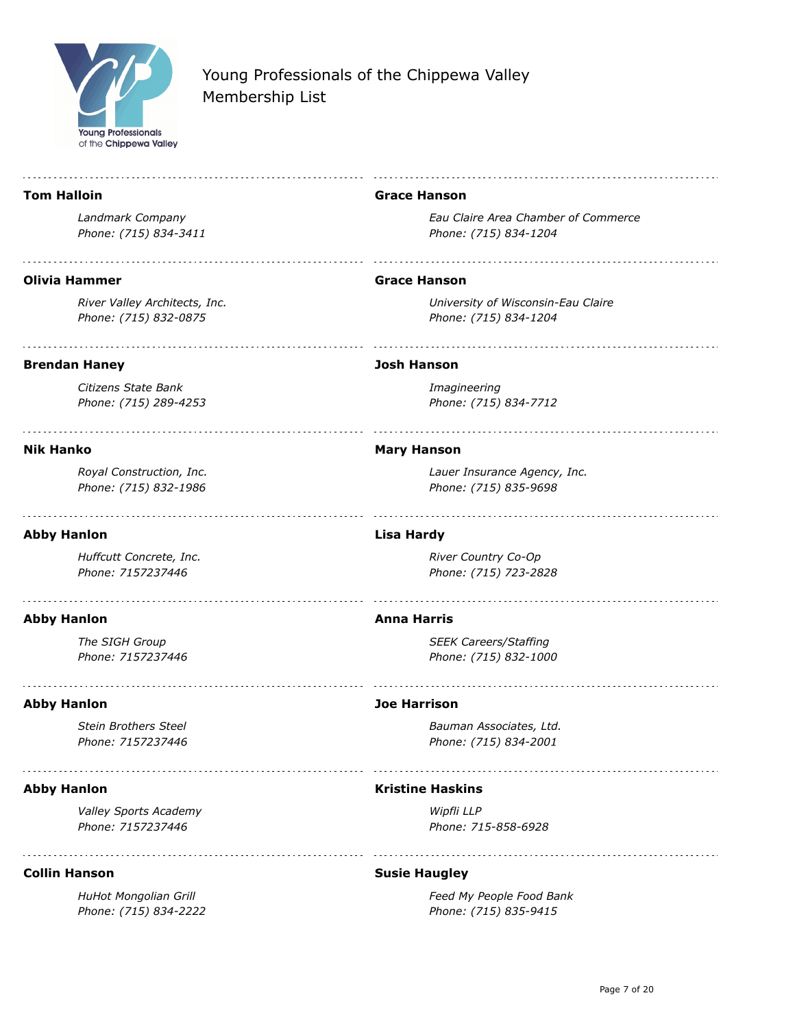Young Professionals of the Chippewa Valley
Membership List

**Tom Halloin**

*Landmark Company*
*Phone: (715) 834-3411*

**Olivia Hammer**

*River Valley Architects, Inc.*
*Phone: (715) 832-0875*

**Brendan Haney**

*Citizens State Bank*
*Phone: (715) 289-4253*

**Nik Hanko**

*Royal Construction, Inc.*
*Phone: (715) 832-1986*

**Abby Hanlon**

*Huffcutt Concrete, Inc.*
*Phone: 7157237446*

**Abby Hanlon**

*The SIGH Group*
*Phone: 7157237446*

**Abby Hanlon**

*Stein Brothers Steel*
*Phone: 7157237446*

**Abby Hanlon**

*Valley Sports Academy*
*Phone: 7157237446*

**Collin Hanson**

*HuHot Mongolian Grill*
*Phone: (715) 834-2222*

**Grace Hanson**

*Eau Claire Area Chamber of Commerce*
*Phone: (715) 834-1204*

**Grace Hanson**

*University of Wisconsin-Eau Claire*
*Phone: (715) 834-1204*

**Josh Hanson**

*Imagineering*
*Phone: (715) 834-7712*

**Mary Hanson**

*Lauer Insurance Agency, Inc.*
*Phone: (715) 835-9698*

**Lisa Hardy**

*River Country Co-Op*
*Phone: (715) 723-2828*

**Anna Harris**

*SEEK Careers/Staffing*
*Phone: (715) 832-1000*

**Joe Harrison**

*Bauman Associates, Ltd.*
*Phone: (715) 834-2001*

**Kristine Haskins**

*Wipfli LLP*
*Phone: 715-858-6928*

**Susie Haugley**

*Feed My People Food Bank*
*Phone: (715) 835-9415*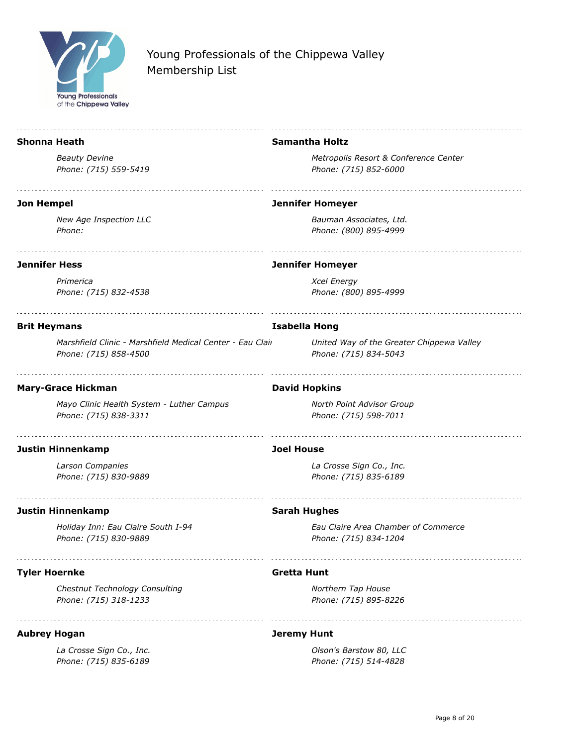Young Professionals of the Chippewa Valley
Membership List

**Shonna Heath**

*Beauty Devine*
*Phone: (715) 559-5419*

**Jon Hempel**

*New Age Inspection LLC*
*Phone:*

**Jennifer Hess**

*Primerica*
*Phone: (715) 832-4538*

**Brit Heymans**

*Marshfield Clinic - Marshfield Medical Center - Eau Clai*
*Phone: (715) 858-4500*

**Mary-Grace Hickman**

*Mayo Clinic Health System - Luther Campus*
*Phone: (715) 838-3311*

**Justin Hinnenkamp**

*Larson Companies*
*Phone: (715) 830-9889*

**Justin Hinnenkamp**

*Holiday Inn: Eau Claire South I-94*
*Phone: (715) 830-9889*

**Tyler Hoernke**

*Chestnut Technology Consulting*
*Phone: (715) 318-1233*

**Aubrey Hogan**

*La Crosse Sign Co., Inc.*
*Phone: (715) 835-6189*

**Samantha Holtz**

*Metropolis Resort & Conference Center*
*Phone: (715) 852-6000*

**Jennifer Homeyer**

*Bauman Associates, Ltd.*
*Phone: (800) 895-4999*

**Jennifer Homeyer**

*Xcel Energy*
*Phone: (800) 895-4999*

**Isabella Hong**

*United Way of the Greater Chippewa Valley*
*Phone: (715) 834-5043*

**David Hopkins**

*North Point Advisor Group*
*Phone: (715) 598-7011*

**Joel House**

*La Crosse Sign Co., Inc.*
*Phone: (715) 835-6189*

**Sarah Hughes**

*Eau Claire Area Chamber of Commerce*
*Phone: (715) 834-1204*

**Gretta Hunt**

*Northern Tap House*
*Phone: (715) 895-8226*

**Jeremy Hunt**

*Olson's Barstow 80, LLC*
*Phone: (715) 514-4828*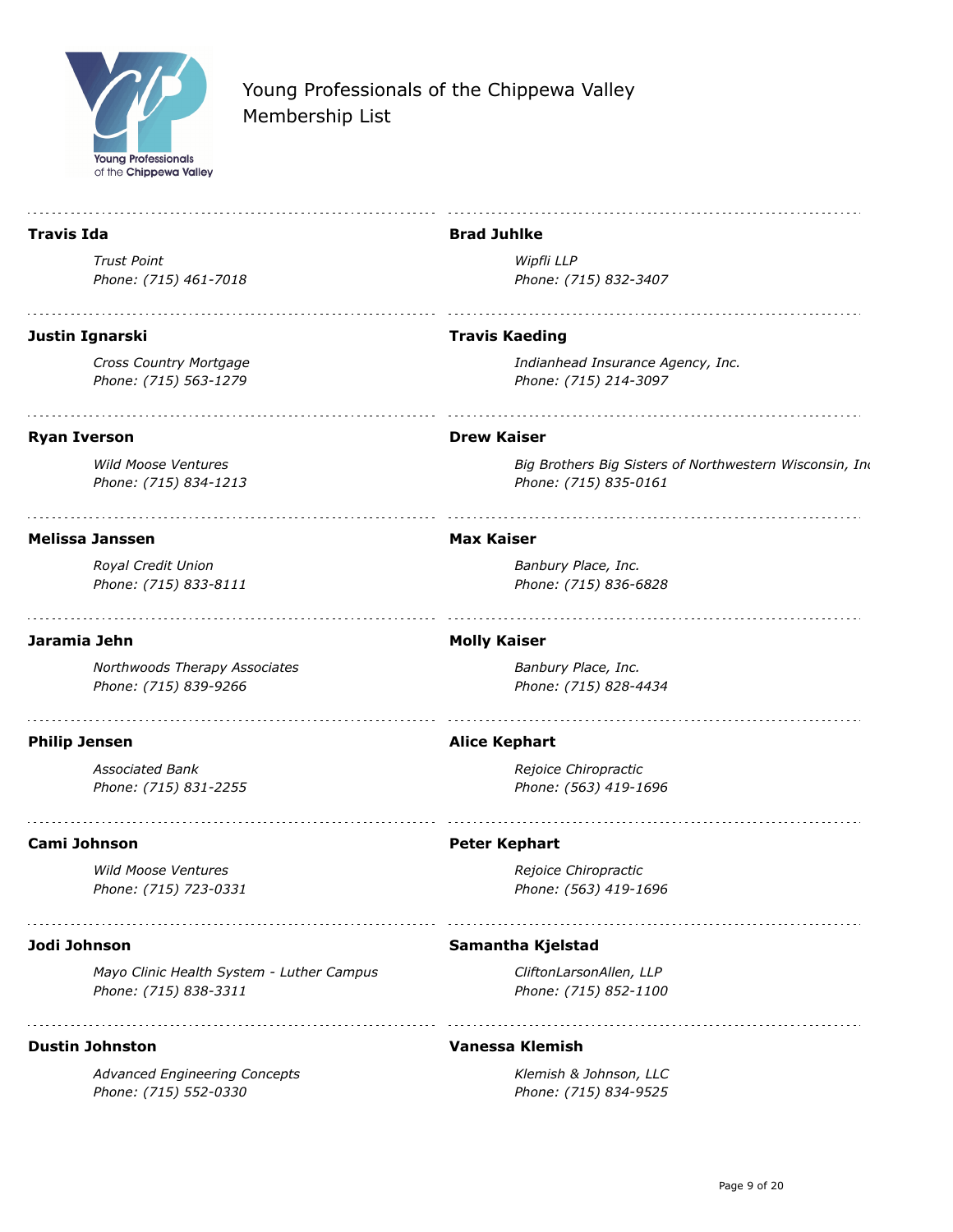Young Professionals of the Chippewa Valley
Membership List

**Travis Ida**

*Trust Point*
*Phone: (715) 461-7018*

**Justin Ignarski**

*Cross Country Mortgage*
*Phone: (715) 563-1279*

**Ryan Iverson**

*Wild Moose Ventures*
*Phone: (715) 834-1213*

**Melissa Janssen**

*Royal Credit Union*
*Phone: (715) 833-8111*

**Jaramia Jehn**

*Northwoods Therapy Associates*
*Phone: (715) 839-9266*

**Philip Jensen**

*Associated Bank*
*Phone: (715) 831-2255*

**Cami Johnson**

*Wild Moose Ventures*
*Phone: (715) 723-0331*

**Jodi Johnson**

*Mayo Clinic Health System - Luther Campus*
*Phone: (715) 838-3311*

**Dustin Johnston**

*Advanced Engineering Concepts*
*Phone: (715) 552-0330*

**Brad Juhlke**

*Wipfli LLP*
*Phone: (715) 832-3407*

**Travis Kaeding**

*Indianhead Insurance Agency, Inc.*
*Phone: (715) 214-3097*

**Drew Kaiser**

*Big Brothers Big Sisters of Northwestern Wisconsin, Inc*
*Phone: (715) 835-0161*

**Max Kaiser**

*Banbury Place, Inc.*
*Phone: (715) 836-6828*

**Molly Kaiser**

*Banbury Place, Inc.*
*Phone: (715) 828-4434*

**Alice Kephart**

*Rejoice Chiropractic*
*Phone: (563) 419-1696*

**Peter Kephart**

*Rejoice Chiropractic*
*Phone: (563) 419-1696*

**Samantha Kjelstad**

*CliftonLarsonAllen, LLP*
*Phone: (715) 852-1100*

**Vanessa Klemish**

*Klemish & Johnson, LLC*
*Phone: (715) 834-9525*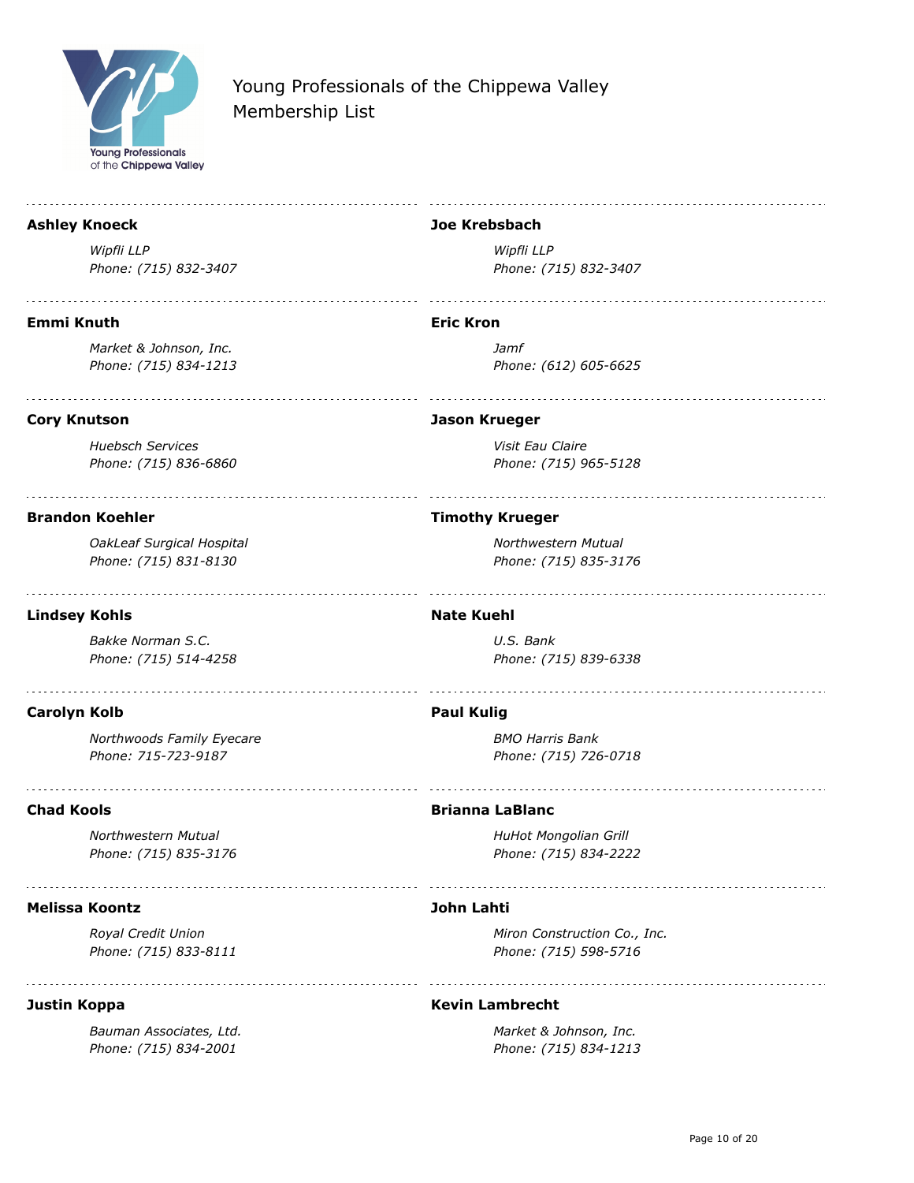Young Professionals of the Chippewa Valley
Membership List

**Ashley Knoeck**

*Wipfli LLP*
*Phone: (715) 832-3407*

**Emmi Knuth**

*Market & Johnson, Inc.*
*Phone: (715) 834-1213*

**Cory Knutson**

*Huebsch Services*
*Phone: (715) 836-6860*

**Brandon Koehler**

*OakLeaf Surgical Hospital*
*Phone: (715) 831-8130*

**Lindsey Kohls**

*Bakke Norman S.C.*
*Phone: (715) 514-4258*

**Carolyn Kolb**

*Northwoods Family Eyecare*
*Phone: 715-723-9187*

**Chad Kools**

*Northwestern Mutual*
*Phone: (715) 835-3176*

**Melissa Koontz**

*Royal Credit Union*
*Phone: (715) 833-8111*

**Justin Koppa**

*Bauman Associates, Ltd.*
*Phone: (715) 834-2001*

**Joe Krebsbach**

*Wipfli LLP*
*Phone: (715) 832-3407*

**Eric Kron**

*Jamf*
*Phone: (612) 605-6625*

**Jason Krueger**

*Visit Eau Claire*
*Phone: (715) 965-5128*

**Timothy Krueger**

*Northwestern Mutual*
*Phone: (715) 835-3176*

**Nate Kuehl**

*U.S. Bank*
*Phone: (715) 839-6338*

**Paul Kulig**

*BMO Harris Bank*
*Phone: (715) 726-0718*

**Brianna LaBlanc**

*HuHot Mongolian Grill*
*Phone: (715) 834-2222*

**John Lahti**

*Miron Construction Co., Inc.*
*Phone: (715) 598-5716*

**Kevin Lambrecht**

*Market & Johnson, Inc.*
*Phone: (715) 834-1213*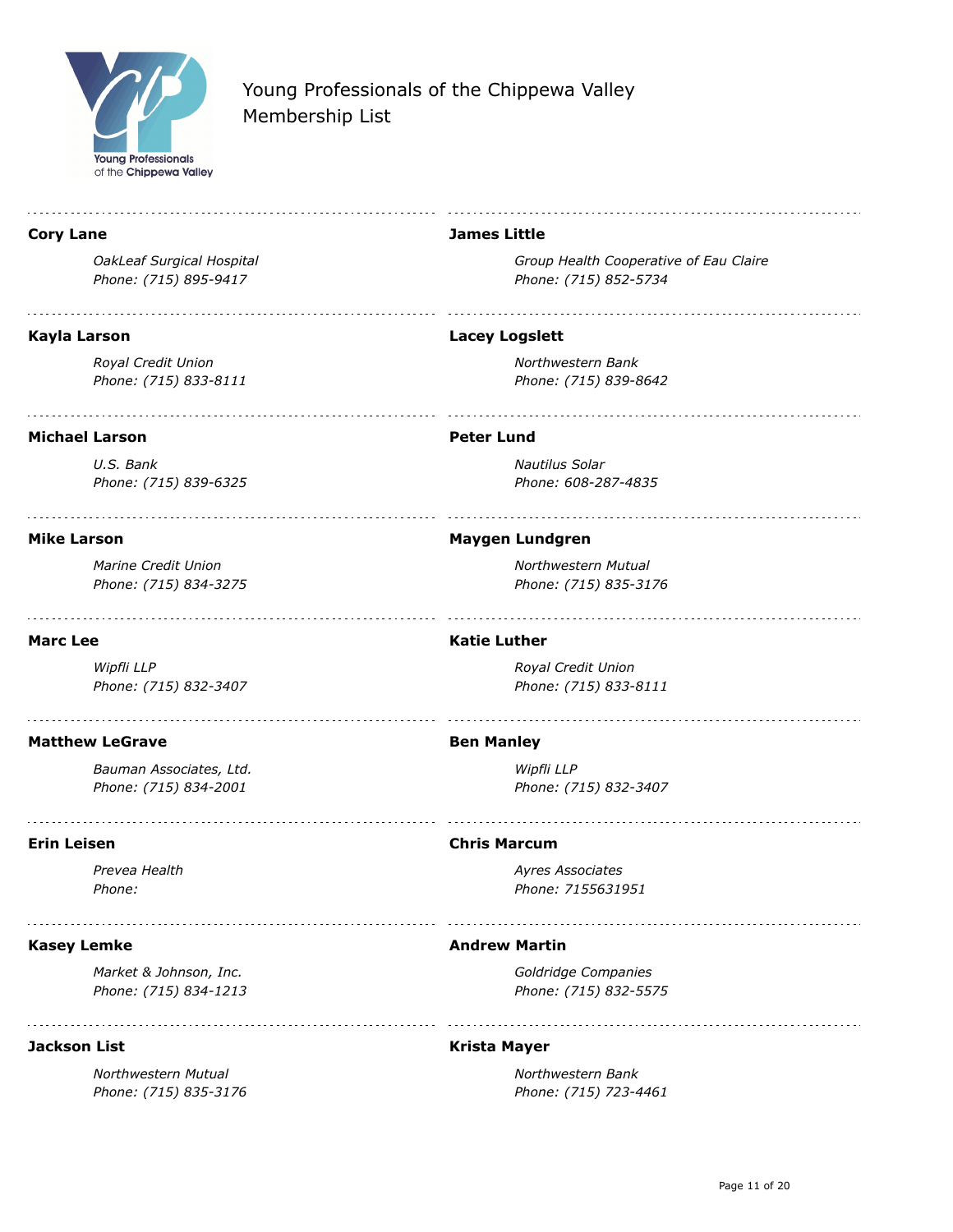Young Professionals of the Chippewa Valley
Membership List

**Cory Lane**

*OakLeaf Surgical Hospital*
*Phone: (715) 895-9417*

**Kayla Larson**

*Royal Credit Union*
*Phone: (715) 833-8111*

**Michael Larson**

*U.S. Bank*
*Phone: (715) 839-6325*

**Mike Larson**

*Marine Credit Union*
*Phone: (715) 834-3275*

**Marc Lee**

*Wipfli LLP*
*Phone: (715) 832-3407*

**Matthew LeGrave**

*Bauman Associates, Ltd.*
*Phone: (715) 834-2001*

**Erin Leisen**

*Prevea Health*
*Phone:*

**Kasey Lemke**

*Market & Johnson, Inc.*
*Phone: (715) 834-1213*

**Jackson List**

*Northwestern Mutual*
*Phone: (715) 835-3176*

**James Little**

*Group Health Cooperative of Eau Claire*
*Phone: (715) 852-5734*

**Lacey Logslett**

*Northwestern Bank*
*Phone: (715) 839-8642*

**Peter Lund**

*Nautilus Solar*
*Phone: 608-287-4835*

**Maygen Lundgren**

*Northwestern Mutual*
*Phone: (715) 835-3176*

**Katie Luther**

*Royal Credit Union*
*Phone: (715) 833-8111*

**Ben Manley**

*Wipfli LLP*
*Phone: (715) 832-3407*

**Chris Marcum**

*Ayres Associates*
*Phone: 7155631951*

**Andrew Martin**

*Goldridge Companies*
*Phone: (715) 832-5575*

**Krista Mayer**

*Northwestern Bank*
*Phone: (715) 723-4461*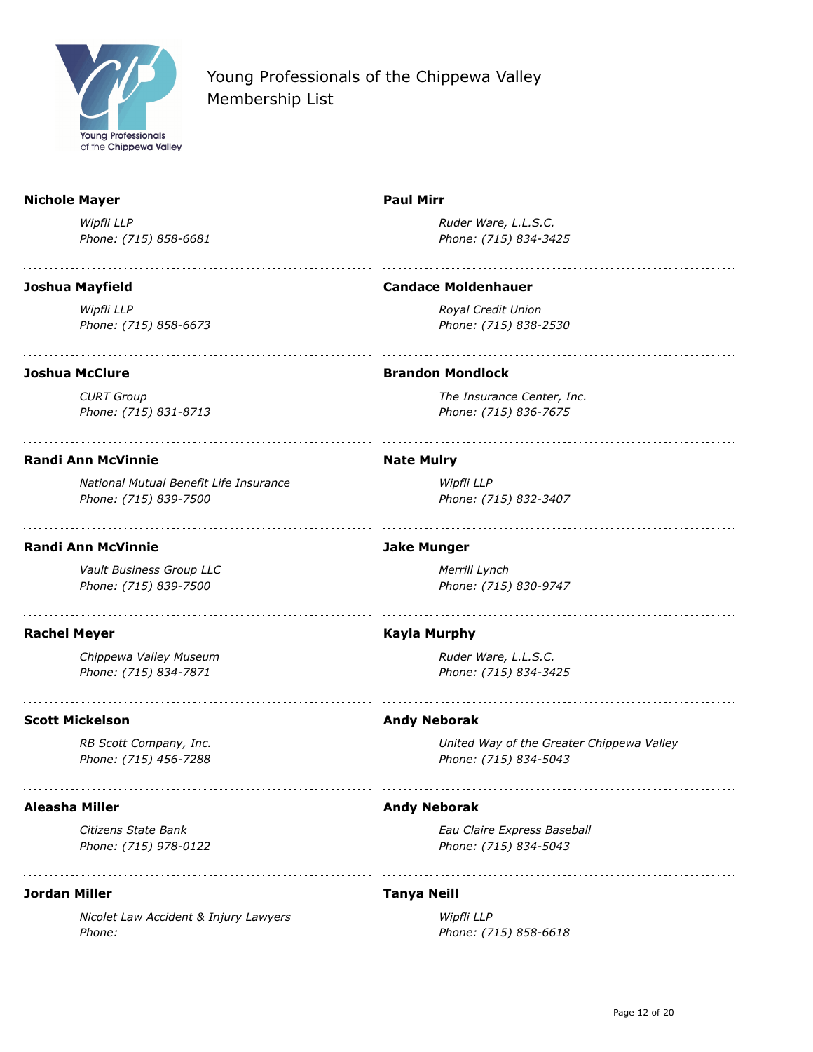Young Professionals of the Chippewa Valley
Membership List

**Nichole Mayer**

*Wipfli LLP*
*Phone: (715) 858-6681*

**Joshua Mayfield**

*Wipfli LLP*
*Phone: (715) 858-6673*

**Joshua McClure**

*CURT Group*
*Phone: (715) 831-8713*

**Randi Ann McVinnie**

*National Mutual Benefit Life Insurance*
*Phone: (715) 839-7500*

**Randi Ann McVinnie**

*Vault Business Group LLC*
*Phone: (715) 839-7500*

**Rachel Meyer**

*Chippewa Valley Museum*
*Phone: (715) 834-7871*

**Scott Mickelson**

*RB Scott Company, Inc.*
*Phone: (715) 456-7288*

**Aleasha Miller**

*Citizens State Bank*
*Phone: (715) 978-0122*

**Jordan Miller**

*Nicolet Law Accident & Injury Lawyers*
*Phone:*

**Paul Mirr**

*Ruder Ware, L.L.S.C.*
*Phone: (715) 834-3425*

**Candace Moldenhauer**

*Royal Credit Union*
*Phone: (715) 838-2530*

**Brandon Mondlock**

*The Insurance Center, Inc.*
*Phone: (715) 836-7675*

**Nate Mulry**

*Wipfli LLP*
*Phone: (715) 832-3407*

**Jake Munger**

*Merrill Lynch*
*Phone: (715) 830-9747*

**Kayla Murphy**

*Ruder Ware, L.L.S.C.*
*Phone: (715) 834-3425*

**Andy Neborak**

*United Way of the Greater Chippewa Valley*
*Phone: (715) 834-5043*

**Andy Neborak**

*Eau Claire Express Baseball*
*Phone: (715) 834-5043*

**Tanya Neill**

*Wipfli LLP*
*Phone: (715) 858-6618*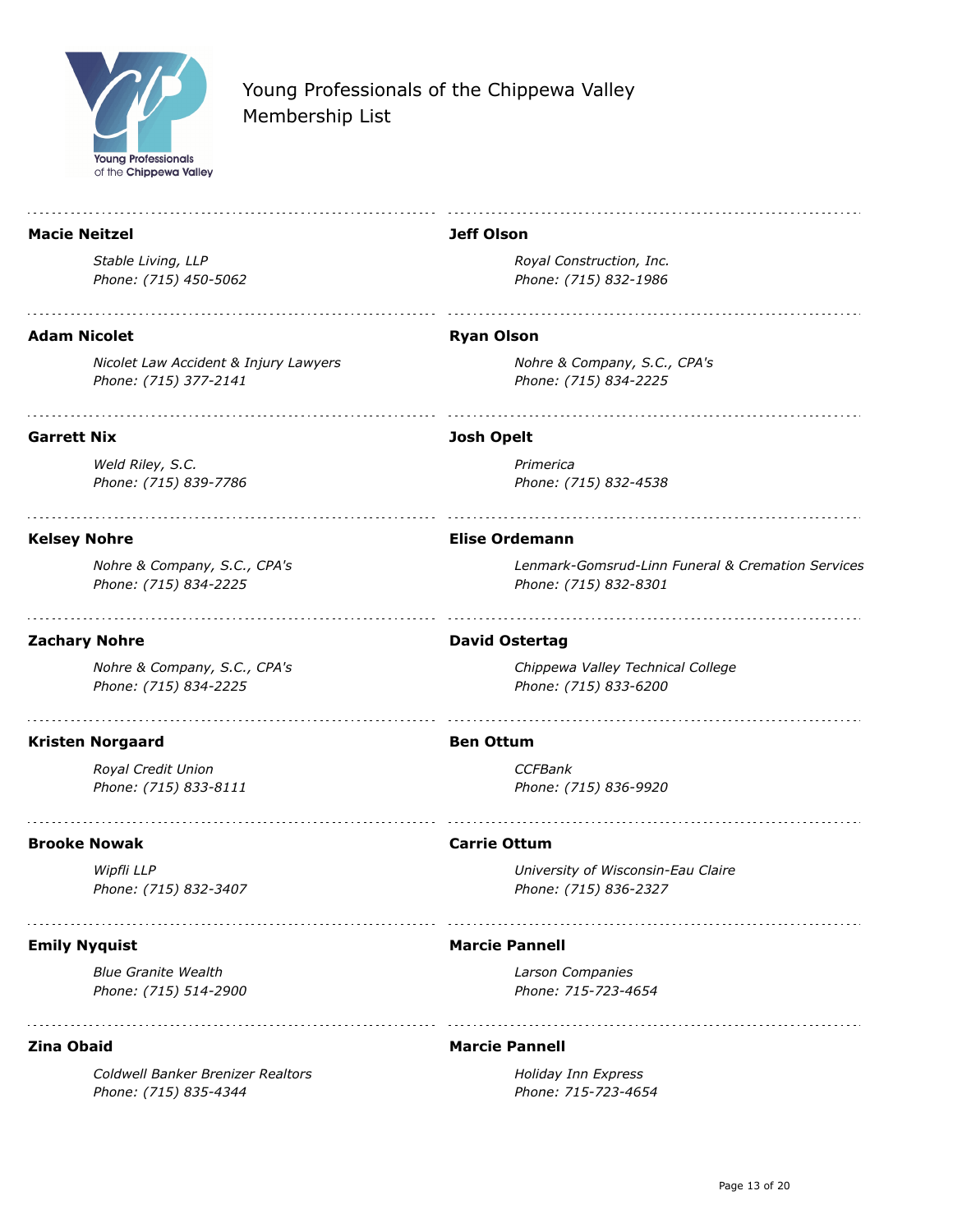Young Professionals of the Chippewa Valley
Membership List

**Macie Neitzel**

*Stable Living, LLP*
*Phone: (715) 450-5062*

**Adam Nicolet**

*Nicolet Law Accident & Injury Lawyers*
*Phone: (715) 377-2141*

**Garrett Nix**

*Weld Riley, S.C.*
*Phone: (715) 839-7786*

**Kelsey Nohre**

*Nohre & Company, S.C., CPA's*
*Phone: (715) 834-2225*

**Zachary Nohre**

*Nohre & Company, S.C., CPA's*
*Phone: (715) 834-2225*

**Kristen Norgaard**

*Royal Credit Union*
*Phone: (715) 833-8111*

**Brooke Nowak**

*Wipfli LLP*
*Phone: (715) 832-3407*

**Emily Nyquist**

*Blue Granite Wealth*
*Phone: (715) 514-2900*

**Zina Obaid**

*Coldwell Banker Brenizer Realtors*
*Phone: (715) 835-4344*

**Jeff Olson**

*Royal Construction, Inc.*
*Phone: (715) 832-1986*

**Ryan Olson**

*Nohre & Company, S.C., CPA's*
*Phone: (715) 834-2225*

**Josh Opelt**

*Primerica*
*Phone: (715) 832-4538*

**Elise Ordemann**

*Lenmark-Gomsrud-Linn Funeral & Cremation Services*
*Phone: (715) 832-8301*

**David Ostertag**

*Chippewa Valley Technical College*
*Phone: (715) 833-6200*

**Ben Ottum**

*CCFBank*
*Phone: (715) 836-9920*

**Carrie Ottum**

*University of Wisconsin-Eau Claire*
*Phone: (715) 836-2327*

**Marcie Pannell**

*Larson Companies*
*Phone: 715-723-4654*

**Marcie Pannell**

*Holiday Inn Express*
*Phone: 715-723-4654*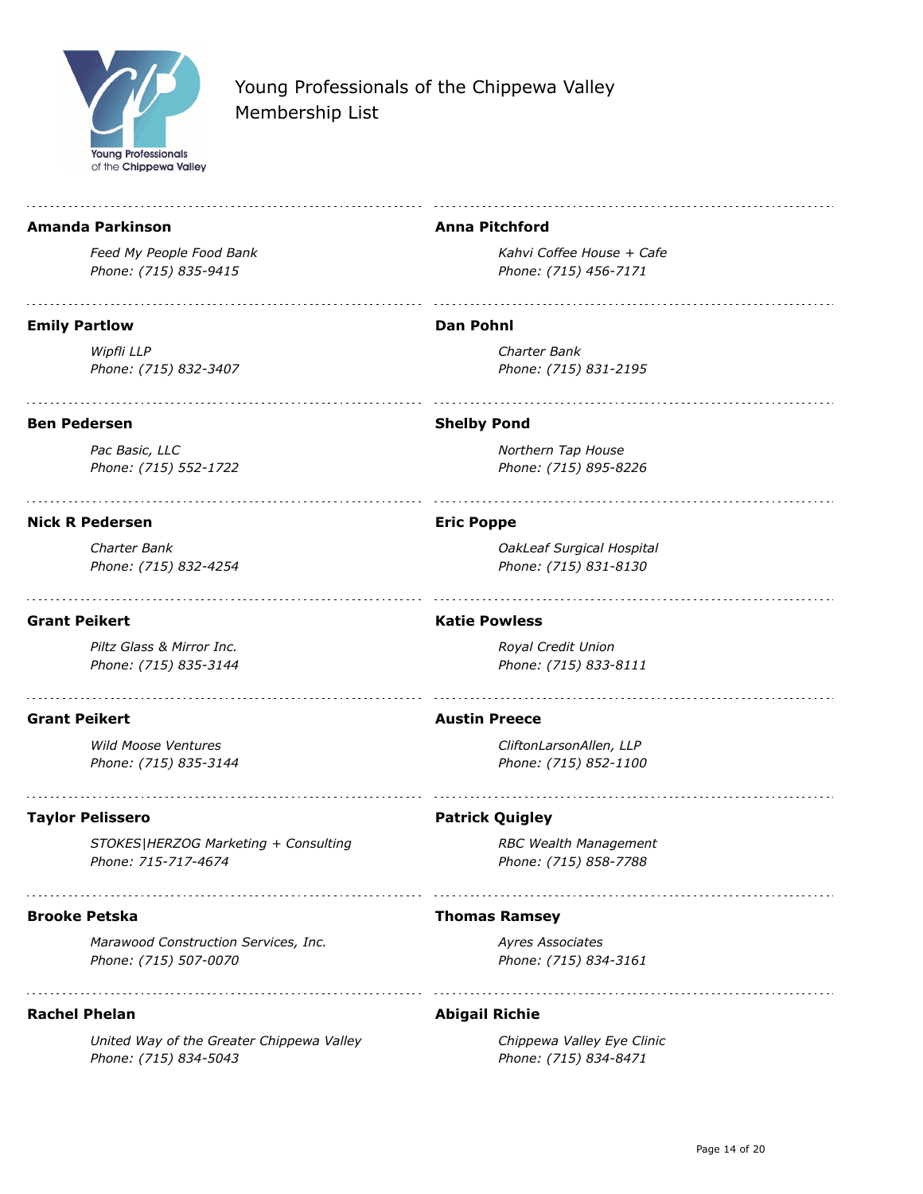Young Professionals of the Chippewa Valley
Membership List

**Amanda Parkinson**

*Feed My People Food Bank*
*Phone: (715) 835-9415*

**Emily Partlow**

*Wipfli LLP*
*Phone: (715) 832-3407*

**Ben Pedersen**

*Pac Basic, LLC*
*Phone: (715) 552-1722*

**Nick R Pedersen**

*Charter Bank*
*Phone: (715) 832-4254*

**Grant Peikert**

*Piltz Glass & Mirror Inc.*
*Phone: (715) 835-3144*

**Grant Peikert**

*Wild Moose Ventures*
*Phone: (715) 835-3144*

**Taylor Pelissero**

*STOKES|HERZOG Marketing + Consulting*
*Phone: 715-717-4674*

**Brooke Petska**

*Marawood Construction Services, Inc.*
*Phone: (715) 507-0070*

**Rachel Phelan**

*United Way of the Greater Chippewa Valley*
*Phone: (715) 834-5043*

**Anna Pitchford**

*Kahvi Coffee House + Cafe*
*Phone: (715) 456-7171*

**Dan Pohnl**

*Charter Bank*
*Phone: (715) 831-2195*

**Shelby Pond**

*Northern Tap House*
*Phone: (715) 895-8226*

**Eric Poppe**

*OakLeaf Surgical Hospital*
*Phone: (715) 831-8130*

**Katie Powless**

*Royal Credit Union*
*Phone: (715) 833-8111*

**Austin Preece**

*CliftonLarsonAllen, LLP*
*Phone: (715) 852-1100*

**Patrick Quigley**

*RBC Wealth Management*
*Phone: (715) 858-7788*

**Thomas Ramsey**

*Ayres Associates*
*Phone: (715) 834-3161*

**Abigail Richie**

*Chippewa Valley Eye Clinic*
*Phone: (715) 834-8471*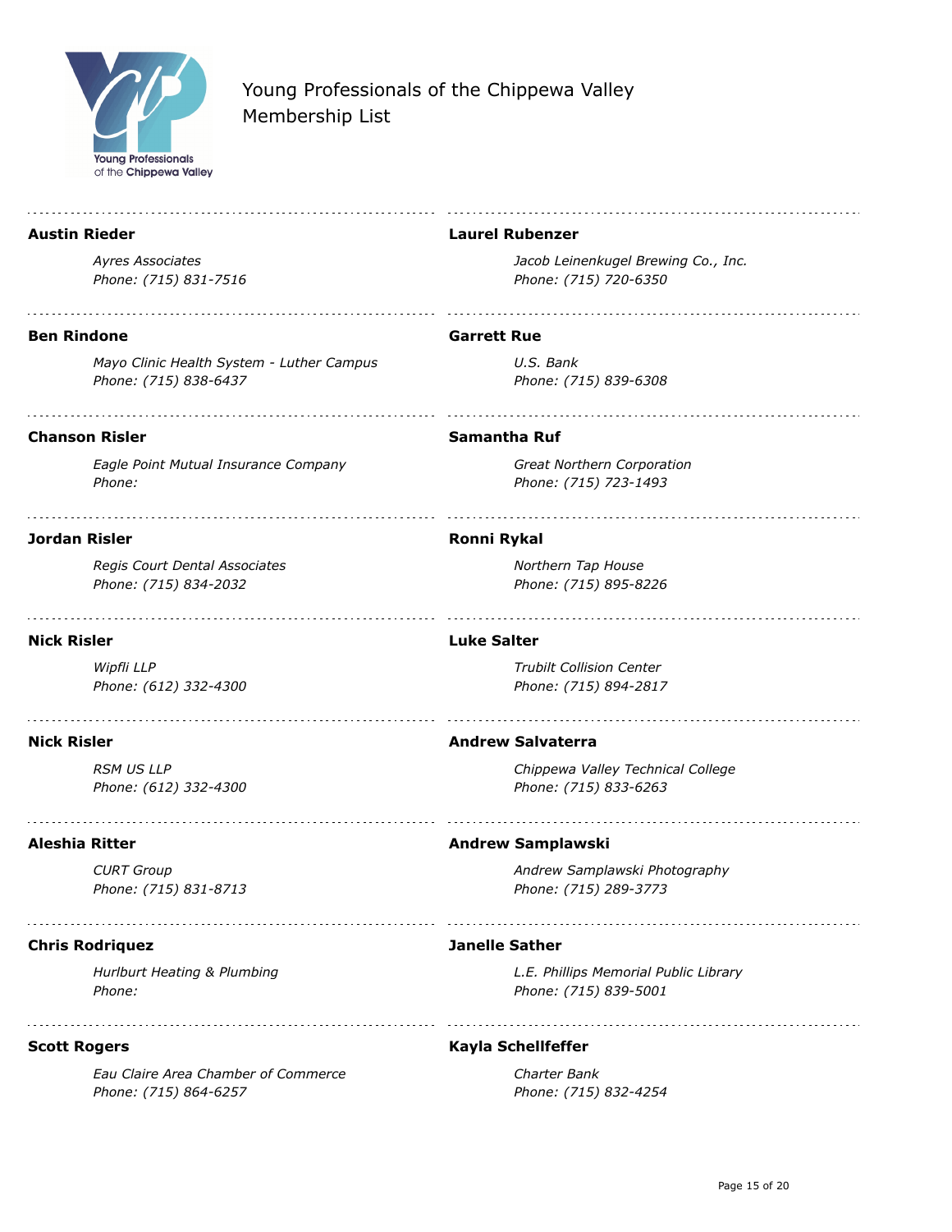Young Professionals of the Chippewa Valley
Membership List

**Austin Rieder**

*Ayres Associates*
*Phone: (715) 831-7516*

**Ben Rindone**

*Mayo Clinic Health System - Luther Campus*
*Phone: (715) 838-6437*

**Chanson Risler**

*Eagle Point Mutual Insurance Company*
*Phone:*

**Jordan Risler**

*Regis Court Dental Associates*
*Phone: (715) 834-2032*

**Nick Risler**

*Wipfli LLP*
*Phone: (612) 332-4300*

**Nick Risler**

*RSM US LLP*
*Phone: (612) 332-4300*

**Aleshia Ritter**

*CURT Group*
*Phone: (715) 831-8713*

**Chris Rodriquez**

*Hurlburt Heating & Plumbing*
*Phone:*

**Scott Rogers**

*Eau Claire Area Chamber of Commerce*
*Phone: (715) 864-6257*

**Laurel Rubenzer**

*Jacob Leinenkugel Brewing Co., Inc.*
*Phone: (715) 720-6350*

**Garrett Rue**

*U.S. Bank*
*Phone: (715) 839-6308*

**Samantha Ruf**

*Great Northern Corporation*
*Phone: (715) 723-1493*

**Ronni Rykal**

*Northern Tap House*
*Phone: (715) 895-8226*

**Luke Salter**

*Trubilt Collision Center*
*Phone: (715) 894-2817*

**Andrew Salvaterra**

*Chippewa Valley Technical College*
*Phone: (715) 833-6263*

**Andrew Samplawski**

*Andrew Samplawski Photography*
*Phone: (715) 289-3773*

**Janelle Sather**

*L.E. Phillips Memorial Public Library*
*Phone: (715) 839-5001*

**Kayla Schellfeffer**

*Charter Bank*
*Phone: (715) 832-4254*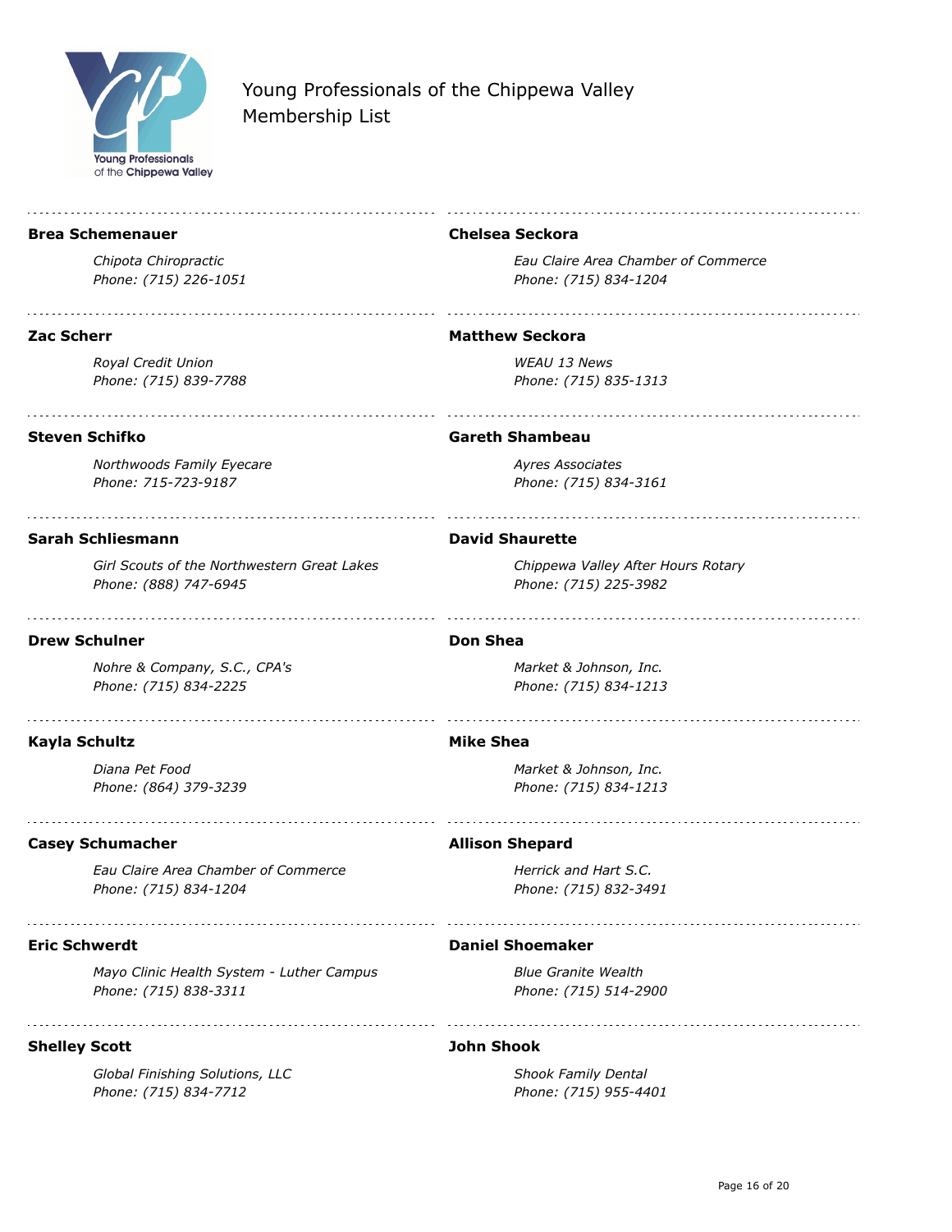Young Professionals of the Chippewa Valley
Membership List

**Brea Schemenauer**

*Chipota Chiropractic*
*Phone: (715) 226-1051*

**Zac Scherr**

*Royal Credit Union*
*Phone: (715) 839-7788*

**Steven Schifko**

*Northwoods Family Eyecare*
*Phone: 715-723-9187*

**Sarah Schliesmann**

*Girl Scouts of the Northwestern Great Lakes*
*Phone: (888) 747-6945*

**Drew Schulner**

*Nohre & Company, S.C., CPA's*
*Phone: (715) 834-2225*

**Kayla Schultz**

*Diana Pet Food*
*Phone: (864) 379-3239*

**Casey Schumacher**

*Eau Claire Area Chamber of Commerce*
*Phone: (715) 834-1204*

**Eric Schwerdt**

*Mayo Clinic Health System - Luther Campus*
*Phone: (715) 838-3311*

**Shelley Scott**

*Global Finishing Solutions, LLC*
*Phone: (715) 834-7712*

**Chelsea Seckora**

*Eau Claire Area Chamber of Commerce*
*Phone: (715) 834-1204*

**Matthew Seckora**

*WEAU 13 News*
*Phone: (715) 835-1313*

**Gareth Shambeau**

*Ayres Associates*
*Phone: (715) 834-3161*

**David Shaurette**

*Chippewa Valley After Hours Rotary*
*Phone: (715) 225-3982*

**Don Shea**

*Market & Johnson, Inc.*
*Phone: (715) 834-1213*

**Mike Shea**

*Market & Johnson, Inc.*
*Phone: (715) 834-1213*

**Allison Shepard**

*Herrick and Hart S.C.*
*Phone: (715) 832-3491*

**Daniel Shoemaker**

*Blue Granite Wealth*
*Phone: (715) 514-2900*

**John Shook**

*Shook Family Dental*
*Phone: (715) 955-4401*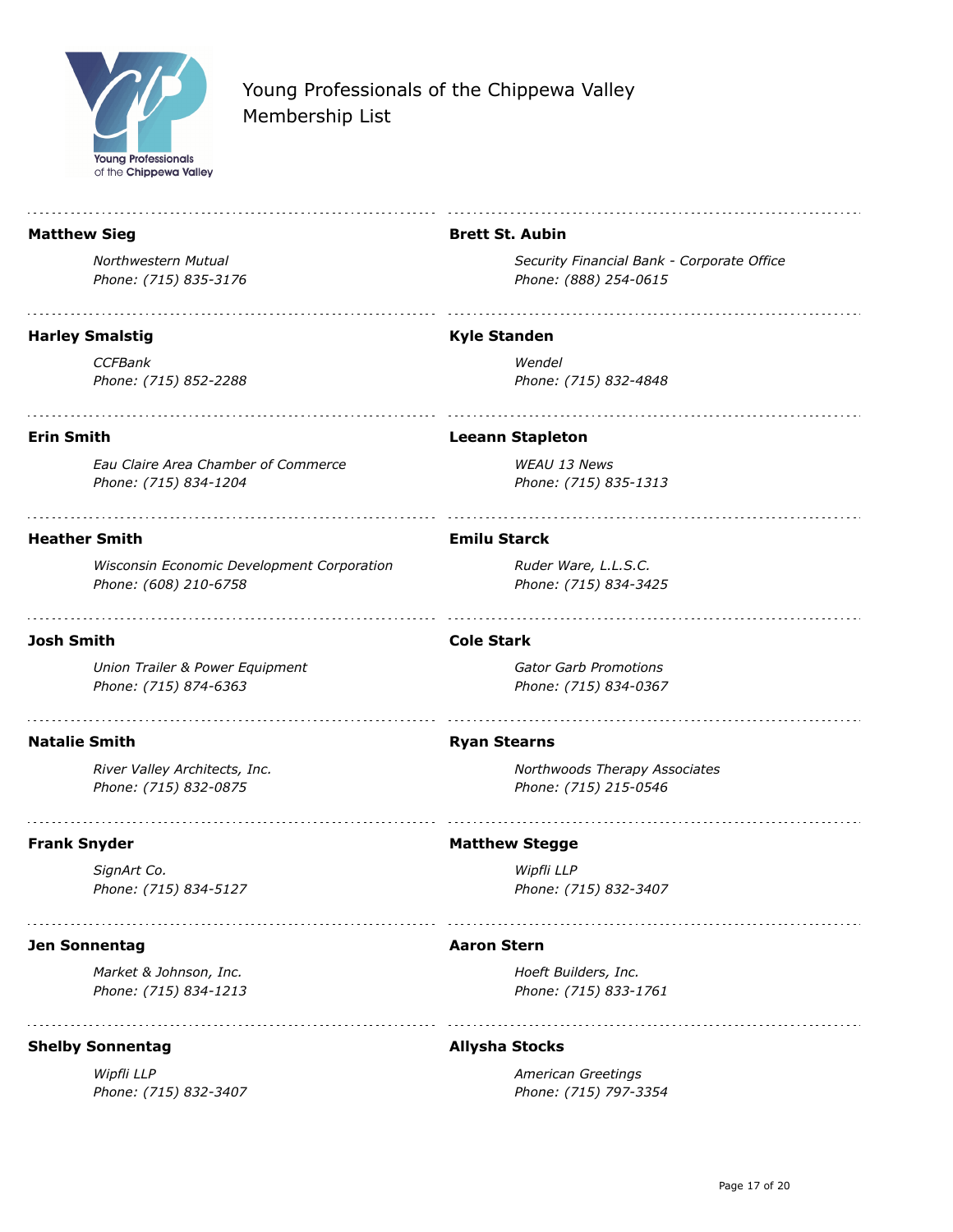Young Professionals of the Chippewa Valley
Membership List

**Matthew Sieg**

*Northwestern Mutual*
*Phone: (715) 835-3176*

**Harley Smalstig**

*CCFBank*
*Phone: (715) 852-2288*

**Erin Smith**

*Eau Claire Area Chamber of Commerce*
*Phone: (715) 834-1204*

**Heather Smith**

*Wisconsin Economic Development Corporation*
*Phone: (608) 210-6758*

**Josh Smith**

*Union Trailer & Power Equipment*
*Phone: (715) 874-6363*

**Natalie Smith**

*River Valley Architects, Inc.*
*Phone: (715) 832-0875*

**Frank Snyder**

*SignArt Co.*
*Phone: (715) 834-5127*

**Jen Sonnentag**

*Market & Johnson, Inc.*
*Phone: (715) 834-1213*

**Shelby Sonnentag**

*Wipfli LLP*
*Phone: (715) 832-3407*

**Brett St. Aubin**

*Security Financial Bank - Corporate Office*
*Phone: (888) 254-0615*

**Kyle Standen**

*Wendel*
*Phone: (715) 832-4848*

**Leeann Stapleton**

*WEAU 13 News*
*Phone: (715) 835-1313*

**Emilu Starck**

*Ruder Ware, L.L.S.C.*
*Phone: (715) 834-3425*

**Cole Stark**

*Gator Garb Promotions*
*Phone: (715) 834-0367*

**Ryan Stearns**

*Northwoods Therapy Associates*
*Phone: (715) 215-0546*

**Matthew Stegge**

*Wipfli LLP*
*Phone: (715) 832-3407*

**Aaron Stern**

*Hoeft Builders, Inc.*
*Phone: (715) 833-1761*

**Allysha Stocks**

*American Greetings*
*Phone: (715) 797-3354*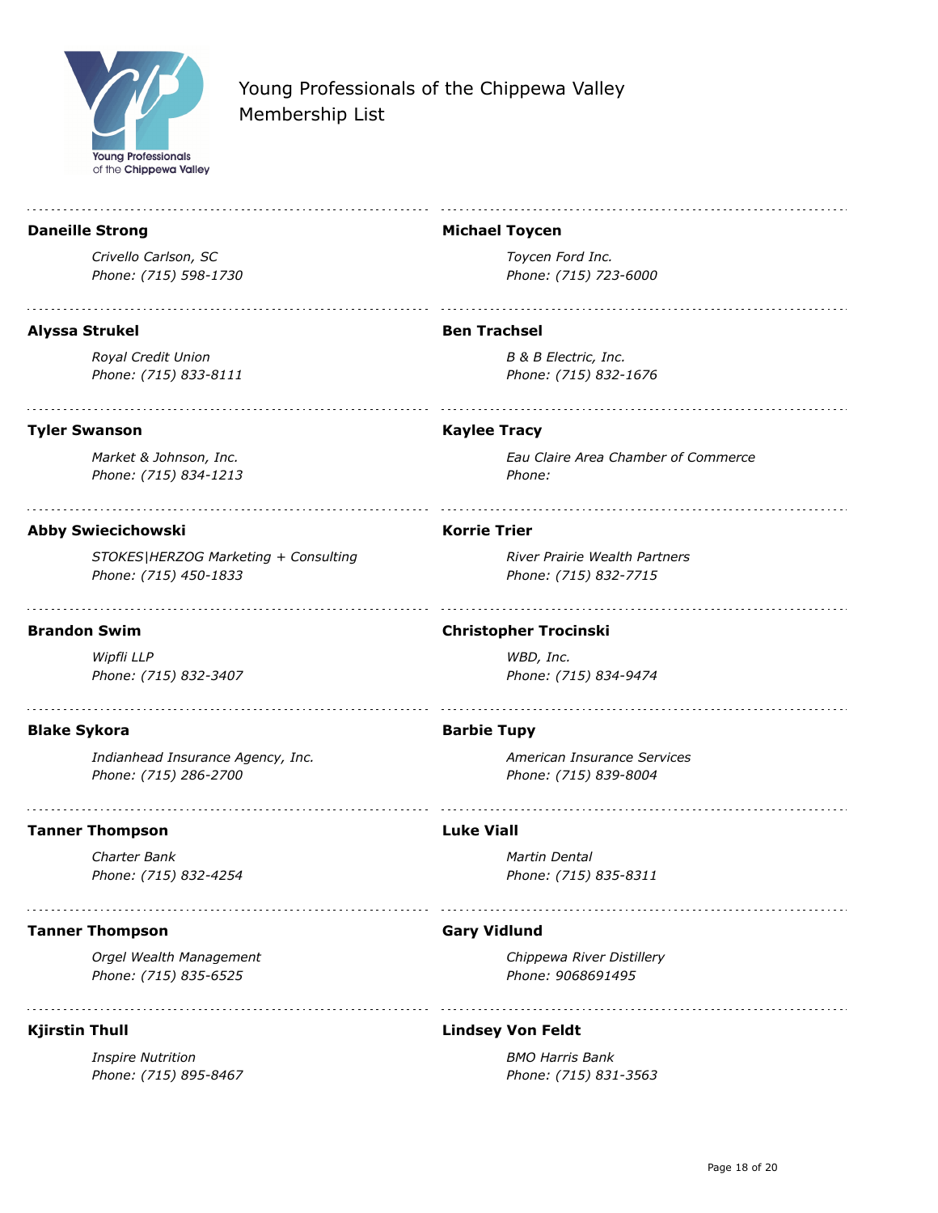Young Professionals of the Chippewa Valley
Membership List

**Daneille Strong**

*Crivello Carlson, SC*
*Phone: (715) 598-1730*

**Alyssa Strukel**

*Royal Credit Union*
*Phone: (715) 833-8111*

**Tyler Swanson**

*Market & Johnson, Inc.*
*Phone: (715) 834-1213*

**Abby Swiecichowski**

*STOKES|HERZOG Marketing + Consulting*
*Phone: (715) 450-1833*

**Brandon Swim**

*Wipfli LLP*
*Phone: (715) 832-3407*

**Blake Sykora**

*Indianhead Insurance Agency, Inc.*
*Phone: (715) 286-2700*

**Tanner Thompson**

*Charter Bank*
*Phone: (715) 832-4254*

**Tanner Thompson**

*Orgel Wealth Management*
*Phone: (715) 835-6525*

**Kjirstin Thull**

*Inspire Nutrition*
*Phone: (715) 895-8467*

**Michael Toycen**

*Toycen Ford Inc.*
*Phone: (715) 723-6000*

**Ben Trachsel**

*B & B Electric, Inc.*
*Phone: (715) 832-1676*

**Kaylee Tracy**

*Eau Claire Area Chamber of Commerce*
*Phone:*

**Korrie Trier**

*River Prairie Wealth Partners*
*Phone: (715) 832-7715*

**Christopher Trocinski**

*WBD, Inc.*
*Phone: (715) 834-9474*

**Barbie Tupy**

*American Insurance Services*
*Phone: (715) 839-8004*

**Luke Viall**

*Martin Dental*
*Phone: (715) 835-8311*

**Gary Vidlund**

*Chippewa River Distillery*
*Phone: 9068691495*

**Lindsey Von Feldt**

*BMO Harris Bank*
*Phone: (715) 831-3563*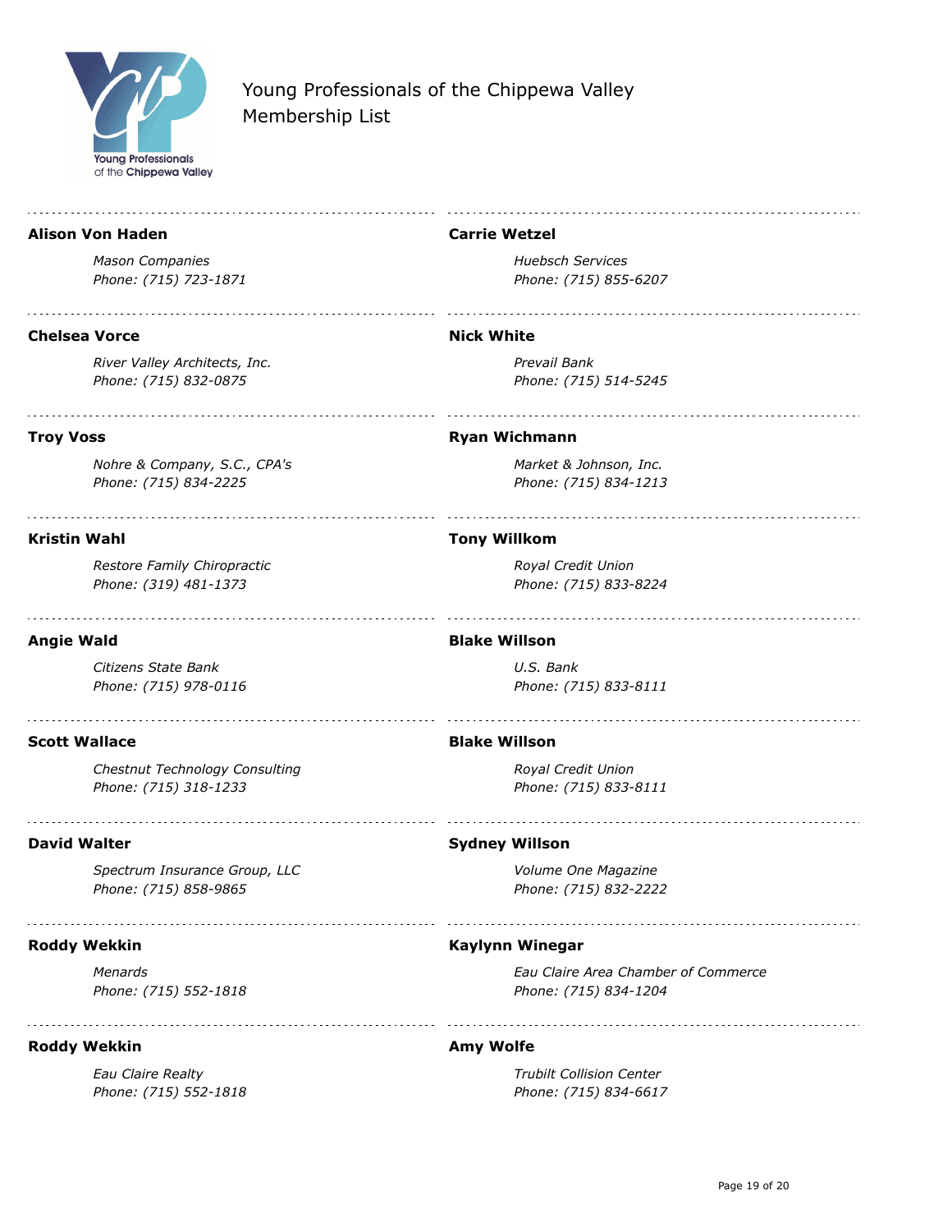Young Professionals of the Chippewa Valley
Membership List

**Alison Von Haden**

*Mason Companies*
*Phone: (715) 723-1871*

**Chelsea Vorce**

*River Valley Architects, Inc.*
*Phone: (715) 832-0875*

**Troy Voss**

*Nohre & Company, S.C., CPA's*
*Phone: (715) 834-2225*

**Kristin Wahl**

*Restore Family Chiropractic*
*Phone: (319) 481-1373*

**Angie Wald**

*Citizens State Bank*
*Phone: (715) 978-0116*

**Scott Wallace**

*Chestnut Technology Consulting*
*Phone: (715) 318-1233*

**David Walter**

*Spectrum Insurance Group, LLC*
*Phone: (715) 858-9865*

**Roddy Wekkin**

*Menards*
*Phone: (715) 552-1818*

**Roddy Wekkin**

*Eau Claire Realty*
*Phone: (715) 552-1818*

**Carrie Wetzel**

*Huebsch Services*
*Phone: (715) 855-6207*

**Nick White**

*Prevail Bank*
*Phone: (715) 514-5245*

**Ryan Wichmann**

*Market & Johnson, Inc.*
*Phone: (715) 834-1213*

**Tony Willkom**

*Royal Credit Union*
*Phone: (715) 833-8224*

**Blake Willson**

*U.S. Bank*
*Phone: (715) 833-8111*

**Blake Willson**

*Royal Credit Union*
*Phone: (715) 833-8111*

**Sydney Willson**

*Volume One Magazine*
*Phone: (715) 832-2222*

**Kaylynn Winegar**

*Eau Claire Area Chamber of Commerce*
*Phone: (715) 834-1204*

**Amy Wolfe**

*Trubilt Collision Center*
*Phone: (715) 834-6617*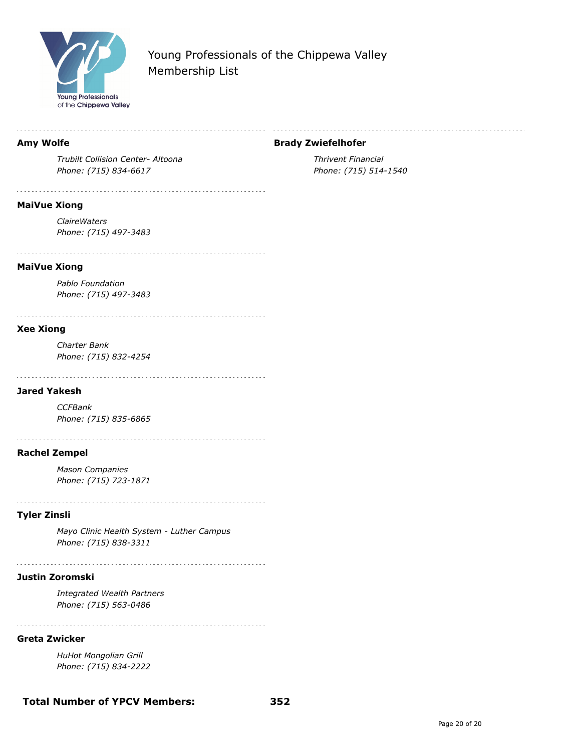Young Professionals of the Chippewa Valley
Membership List

**Amy Wolfe**

*Trubilt Collision Center- Altoona*
*Phone: (715) 834-6617*

**MaiVue Xiong**

*ClaireWaters*
*Phone: (715) 497-3483*

**MaiVue Xiong**

*Pablo Foundation*
*Phone: (715) 497-3483*

**Xee Xiong**

*Charter Bank*
*Phone: (715) 832-4254*

**Jared Yakesh**

*CCFBank*
*Phone: (715) 835-6865*

**Rachel Zempel**

*Mason Companies*
*Phone: (715) 723-1871*

**Tyler Zinsli**

*Mayo Clinic Health System - Luther Campus*
*Phone: (715) 838-3311*

**Justin Zoromski**

*Integrated Wealth Partners*
*Phone: (715) 563-0486*

**Greta Zwicker**

*HuHot Mongolian Grill*
*Phone: (715) 834-2222*

**Brady Zwiefelhofer**

*Thrivent Financial*
*Phone: (715) 514-1540*

**Total Number of YPCV Members:** **352**